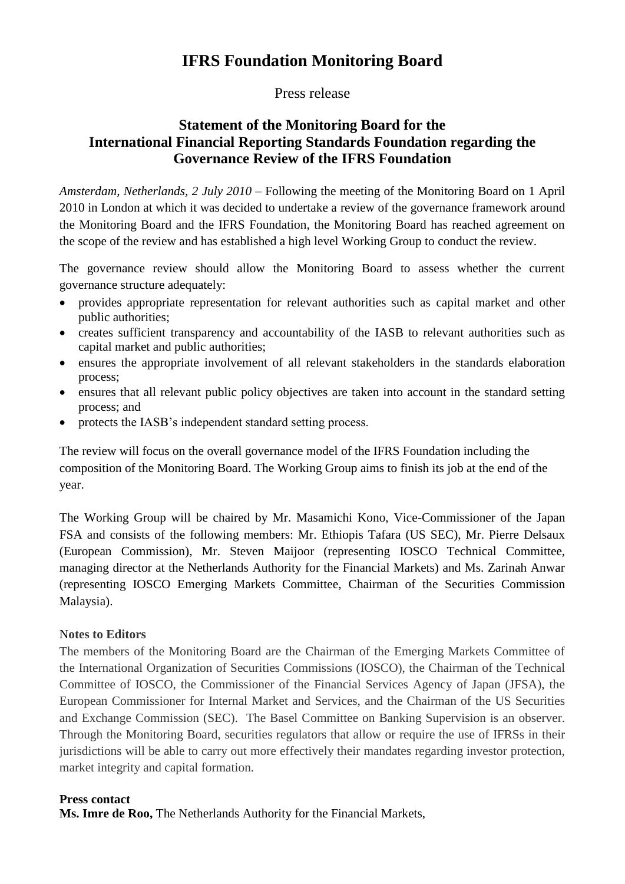# IFRS Foundation Monitoring Board

Press release

## Statement of the Monitoring Board for the International Financial Reporting Standards Foundation regarding the Governance Review of the IFRS Foundation

*Amsterdam, Netherlands, 2 July 2010* – Following the meeting of the Monitoring Board on 1 April 2010 in London at which it was decided to undertake a review of the governance framework around the Monitoring Board and the IFRS Foundation, the Monitoring Board has reached agreement on the scope of the review and has established a high level Working Group to conduct the review.

The governance review should allow the Monitoring Board to assess whether the current governance structure adequately:

- provides appropriate representation for relevant authorities such as capital market and other public authorities;
- creates sufficient transparency and accountability of the IASB to relevant authorities such as capital market and public authorities;
- ensures the appropriate involvement of all relevant stakeholders in the standards elaboration process;
- ensures that all relevant public policy objectives are taken into account in the standard setting process; and
- protects the IASB's independent standard setting process.

The review will focus on the overall governance model of the IFRS Foundation including the composition of the Monitoring Board. The Working Group aims to finish its job at the end of the year.

The Working Group will be chaired by Mr. Masamichi Kono, Vice-Commissioner of the Japan FSA and consists of the following members: Mr. Ethiopis Tafara (US SEC), Mr. Pierre Delsaux (European Commission), Mr. Steven Maijoor (representing IOSCO Technical Committee, managing director at the Netherlands Authority for the Financial Markets) and Ms. Zarinah Anwar (representing IOSCO Emerging Markets Committee, Chairman of the Securities Commission Malaysia).

**Notes to Editors**

The members of the Monitoring Board are the Chairman of the Emerging Markets Committee of the International Organization of Securities Commissions (IOSCO), the Chairman of the Technical Committee of IOSCO, the Commissioner of the Financial Services Agency of Japan (JFSA), the European Commissioner for Internal Market and Services, and the Chairman of the US Securities and Exchange Commission (SEC). The Basel Committee on Banking Supervision is an observer. Through the Monitoring Board, securities regulators that allow or require the use of IFRSs in their jurisdictions will be able to carry out more effectively their mandates regarding investor protection, market integrity and capital formation.

**Press contact**

**Ms. Imre de Roo,** The Netherlands Authority for the Financial Markets,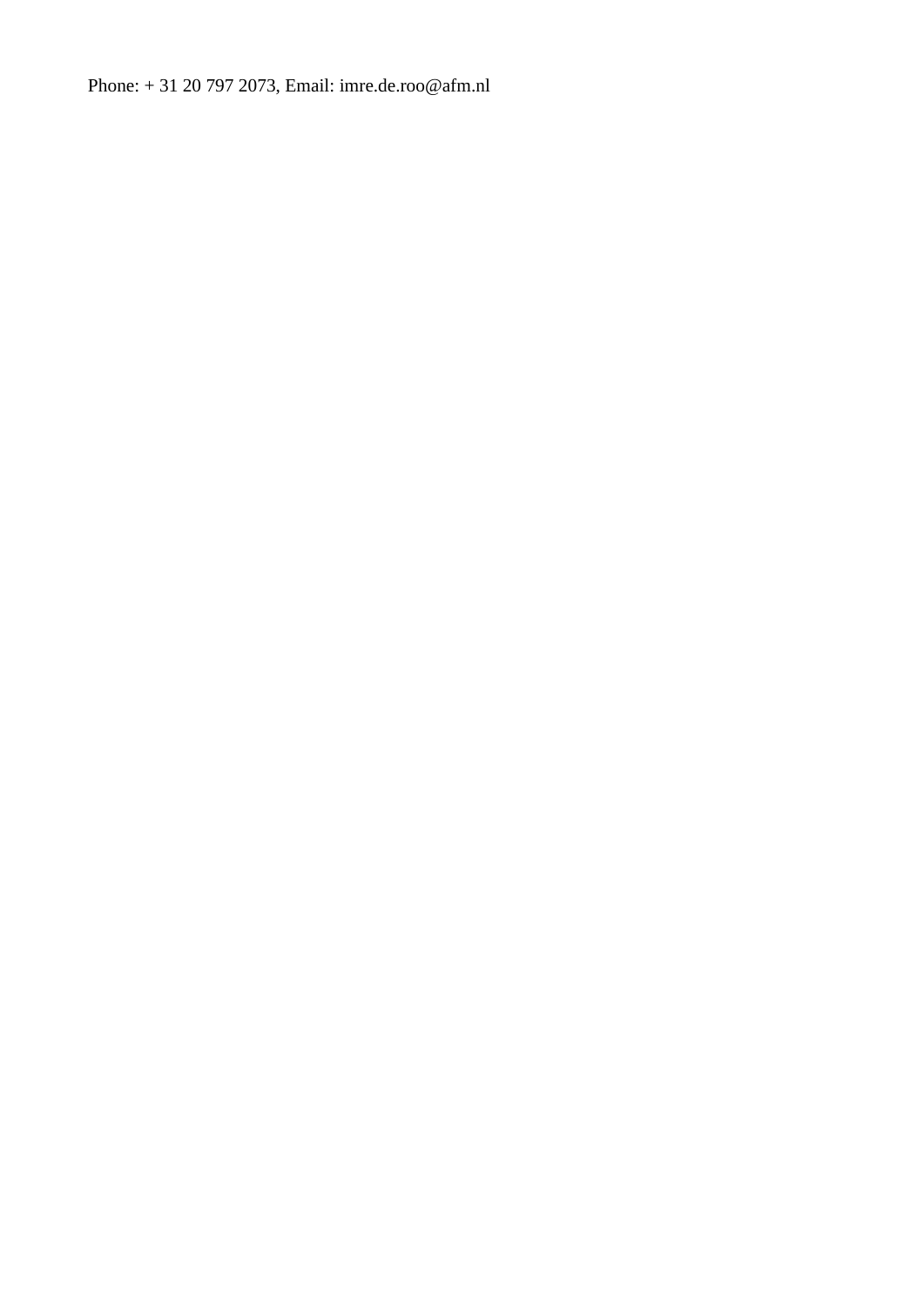Phone: + 31 20 797 2073, Email: imre.de.roo@afm.nl